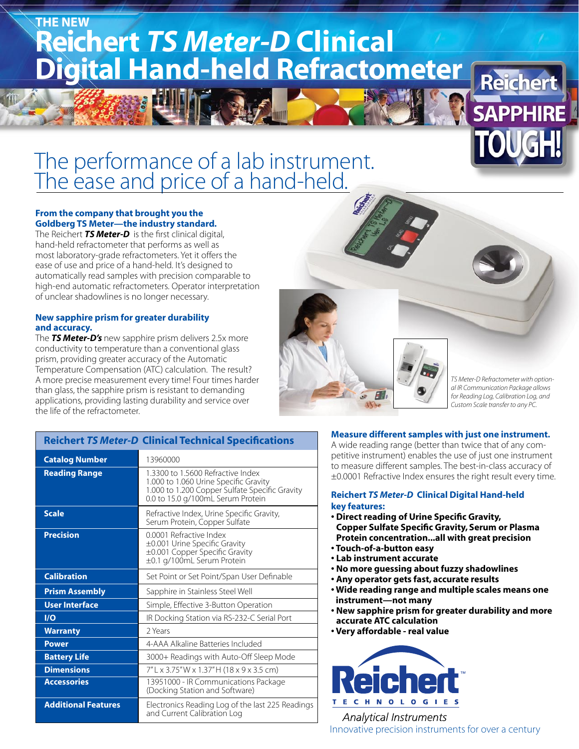THE NEW

# Reichert *TS Meter-D* Clinical Digital Hand-held Refractometer

Reichert SAPPHIRE TOUGH!

## The performance of a lab instrument. The ease and price of a hand-held.

**From the company that brought you the Goldberg TS Meter—the industry standard.**
The Reichert ***TS Meter-D*** is the first clinical digital, hand-held refractometer that performs as well as most laboratory-grade refractometers. Yet it offers the ease of use and price of a hand-held. It's designed to automatically read samples with precision comparable to high-end automatic refractometers. Operator interpretation of unclear shadowlines is no longer necessary.

**New sapphire prism for greater durability and accuracy.**
The ***TS Meter-D's*** new sapphire prism delivers 2.5x more conductivity to temperature than a conventional glass prism, providing greater accuracy of the Automatic Temperature Compensation (ATC) calculation. The result? A more precise measurement every time! Four times harder than glass, the sapphire prism is resistant to demanding applications, providing lasting durability and service over the life of the refractometer.

*TS Meter-D Refractometer with optional IR Communication Package allows for Reading Log, Calibration Log, and Custom Scale transfer to any PC.*

### Reichert *TS Meter-D* Clinical Technical Specifications

| Specification | Details |
|---|---|
| **Catalog Number** | 13960000 |
| **Reading Range** | 1.3300 to 1.5600 Refractive Index<br>1.000 to 1.060 Urine Specific Gravity<br>1.000 to 1.200 Copper Sulfate Specific Gravity<br>0.0 to 15.0 g/100mL Serum Protein |
| **Scale** | Refractive Index, Urine Specific Gravity, Serum Protein, Copper Sulfate |
| **Precision** | 0.0001 Refractive Index<br>±0.001 Urine Specific Gravity<br>±0.001 Copper Specific Gravity<br>±0.1 g/100mL Serum Protein |
| **Calibration** | Set Point or Set Point/Span User Definable |
| **Prism Assembly** | Sapphire in Stainless Steel Well |
| **User Interface** | Simple, Effective 3-Button Operation |
| **I/O** | IR Docking Station via RS-232-C Serial Port |
| **Warranty** | 2 Years |
| **Power** | 4-AAA Alkaline Batteries Included |
| **Battery Life** | 3000+ Readings with Auto-Off Sleep Mode |
| **Dimensions** | 7" L x 3.75" W x 1.37" H (18 x 9 x 3.5 cm) |
| **Accessories** | 13951000 - IR Communications Package (Docking Station and Software) |
| **Additional Features** | Electronics Reading Log of the last 225 Readings and Current Calibration Log |

**Measure different samples with just one instrument.**
A wide reading range (better than twice that of any competitive instrument) enables the use of just one instrument to measure different samples. The best-in-class accuracy of ±0.0001 Refractive Index ensures the right result every time.

**Reichert *TS Meter-D* Clinical Digital Hand-held key features:**

- **Direct reading of Urine Specific Gravity, Copper Sulfate Specific Gravity, Serum or Plasma Protein concentration...all with great precision**
- **Touch-of-a-button easy**
- **Lab instrument accurate**
- **No more guessing about fuzzy shadowlines**
- **Any operator gets fast, accurate results**
- **Wide reading range and multiple scales means one instrument—not many**
- **New sapphire prism for greater durability and more accurate ATC calculation**
- **Very affordable - real value**

Reichert™ TECHNOLOGIES
*Analytical Instruments*
Innovative precision instruments for over a century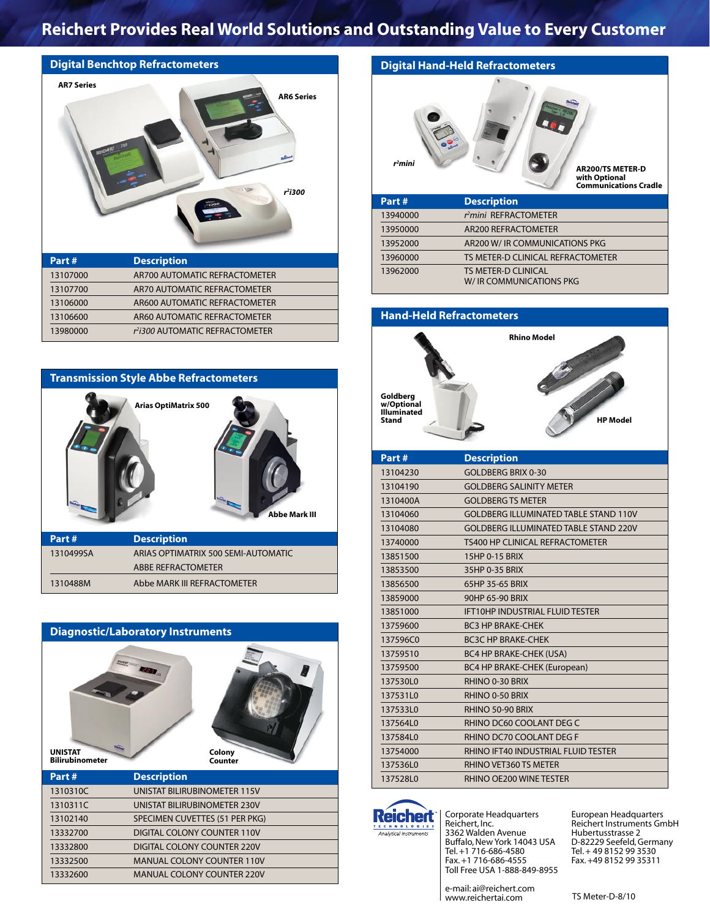# Reichert Provides Real World Solutions and Outstanding Value to Every Customer

## Digital Benchtop Refractometers

AR7 Series

AR6 Series

*r²i300*

| Part # | Description |
|---|---|
| 13107000 | AR700 AUTOMATIC REFRACTOMETER |
| 13107700 | AR70 AUTOMATIC REFRACTOMETER |
| 13106000 | AR600 AUTOMATIC REFRACTOMETER |
| 13106600 | AR60 AUTOMATIC REFRACTOMETER |
| 13980000 | *r²i300* AUTOMATIC REFRACTOMETER |

## Transmission Style Abbe Refractometers

Arias OptiMatrix 500

Abbe Mark III

| Part # | Description |
|---|---|
| 1310499SA | ARIAS OPTIMATRIX 500 SEMI-AUTOMATIC ABBE REFRACTOMETER |
| 1310488M | Abbe MARK III REFRACTOMETER |

## Diagnostic/Laboratory Instruments

UNISTAT Bilirubinometer

Colony Counter

| Part # | Description |
|---|---|
| 1310310C | UNISTAT BILIRUBINOMETER 115V |
| 1310311C | UNISTAT BILIRUBINOMETER 230V |
| 13102140 | SPECIMEN CUVETTES (51 PER PKG) |
| 13332700 | DIGITAL COLONY COUNTER 110V |
| 13332800 | DIGITAL COLONY COUNTER 220V |
| 13332500 | MANUAL COLONY COUNTER 110V |
| 13332600 | MANUAL COLONY COUNTER 220V |

## Digital Hand-Held Refractometers

*r²mini*

AR200/TS METER-D with Optional Communications Cradle

| Part # | Description |
|---|---|
| 13940000 | *r²mini* REFRACTOMETER |
| 13950000 | AR200 REFRACTOMETER |
| 13952000 | AR200 W/ IR COMMUNICATIONS PKG |
| 13960000 | TS METER-D CLINICAL REFRACTOMETER |
| 13962000 | TS METER-D CLINICAL W/ IR COMMUNICATIONS PKG |

## Hand-Held Refractometers

Goldberg w/Optional Illuminated Stand

Rhino Model

HP Model

| Part # | Description |
|---|---|
| 13104230 | GOLDBERG BRIX 0-30 |
| 13104190 | GOLDBERG SALINITY METER |
| 1310400A | GOLDBERG TS METER |
| 13104060 | GOLDBERG ILLUMINATED TABLE STAND 110V |
| 13104080 | GOLDBERG ILLUMINATED TABLE STAND 220V |
| 13740000 | TS400 HP CLINICAL REFRACTOMETER |
| 13851500 | 15HP 0-15 BRIX |
| 13853500 | 35HP 0-35 BRIX |
| 13856500 | 65HP 35-65 BRIX |
| 13859000 | 90HP 65-90 BRIX |
| 13851000 | IFT10HP INDUSTRIAL FLUID TESTER |
| 13759600 | BC3 HP BRAKE-CHEK |
| 137596C0 | BC3C HP BRAKE-CHEK |
| 13759510 | BC4 HP BRAKE-CHEK (USA) |
| 13759500 | BC4 HP BRAKE-CHEK (European) |
| 137530L0 | RHINO 0-30 BRIX |
| 137531L0 | RHINO 0-50 BRIX |
| 137533L0 | RHINO 50-90 BRIX |
| 137564L0 | RHINO DC60 COOLANT DEG C |
| 137584L0 | RHINO DC70 COOLANT DEG F |
| 13754000 | RHINO IFT40 INDUSTRIAL FLUID TESTER |
| 137536L0 | RHINO VET360 TS METER |
| 137528L0 | RHINO OE200 WINE TESTER |

Reichert TECHNOLOGIES Analytical Instruments

Corporate Headquarters
Reichert, Inc.
3362 Walden Avenue
Buffalo, New York 14043 USA
Tel. +1 716-686-4580
Fax. +1 716-686-4555
Toll Free USA 1-888-849-8955

e-mail: ai@reichert.com
www.reichertai.com

European Headquarters
Reichert Instruments GmbH
Hubertusstrasse 2
D-82229 Seefeld, Germany
Tel. + 49 8152 99 3530
Fax. +49 8152 99 35311

TS Meter-D-8/10